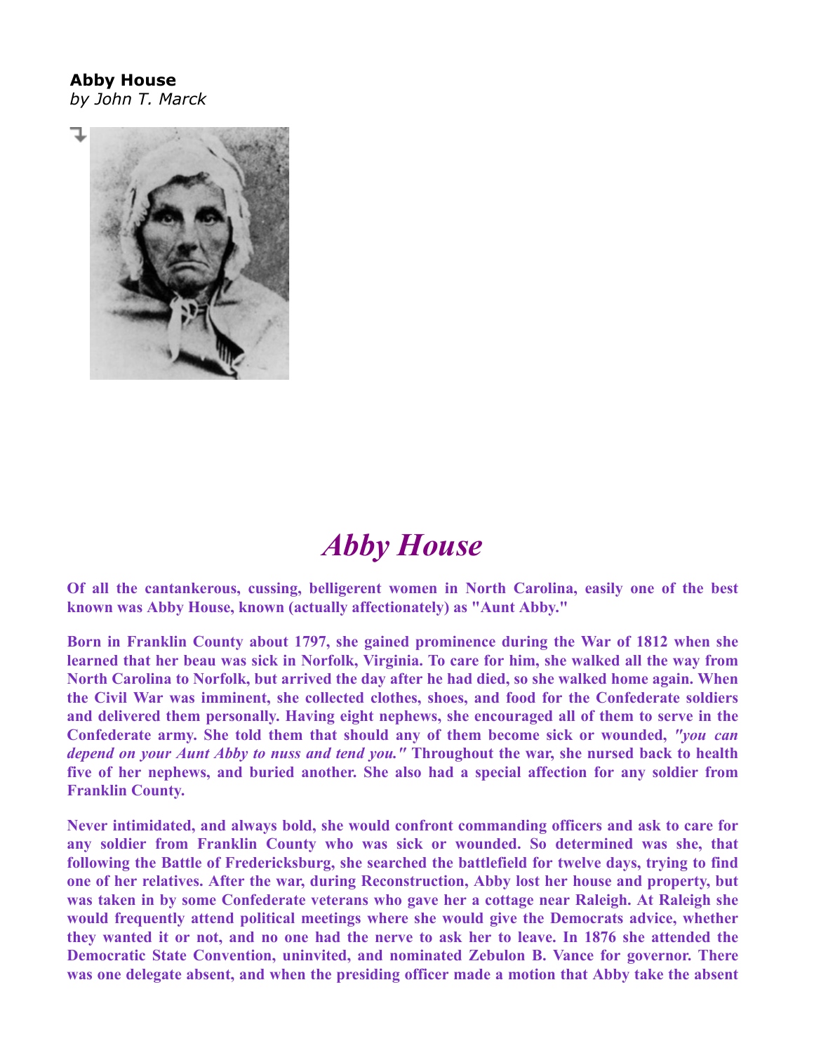**Abby House**
*by John T. Marck*

# *Abby House*

**Of all the cantankerous, cussing, belligerent women in North Carolina, easily one of the best known was Abby House, known (actually affectionately) as "Aunt Abby."**

**Born in Franklin County about 1797, she gained prominence during the War of 1812 when she learned that her beau was sick in Norfolk, Virginia. To care for him, she walked all the way from North Carolina to Norfolk, but arrived the day after he had died, so she walked home again. When the Civil War was imminent, she collected clothes, shoes, and food for the Confederate soldiers and delivered them personally. Having eight nephews, she encouraged all of them to serve in the Confederate army. She told them that should any of them become sick or wounded, *"you can depend on your Aunt Abby to nuss and tend you."* Throughout the war, she nursed back to health five of her nephews, and buried another. She also had a special affection for any soldier from Franklin County.**

**Never intimidated, and always bold, she would confront commanding officers and ask to care for any soldier from Franklin County who was sick or wounded. So determined was she, that following the Battle of Fredericksburg, she searched the battlefield for twelve days, trying to find one of her relatives. After the war, during Reconstruction, Abby lost her house and property, but was taken in by some Confederate veterans who gave her a cottage near Raleigh. At Raleigh she would frequently attend political meetings where she would give the Democrats advice, whether they wanted it or not, and no one had the nerve to ask her to leave. In 1876 she attended the Democratic State Convention, uninvited, and nominated Zebulon B. Vance for governor. There was one delegate absent, and when the presiding officer made a motion that Abby take the absent**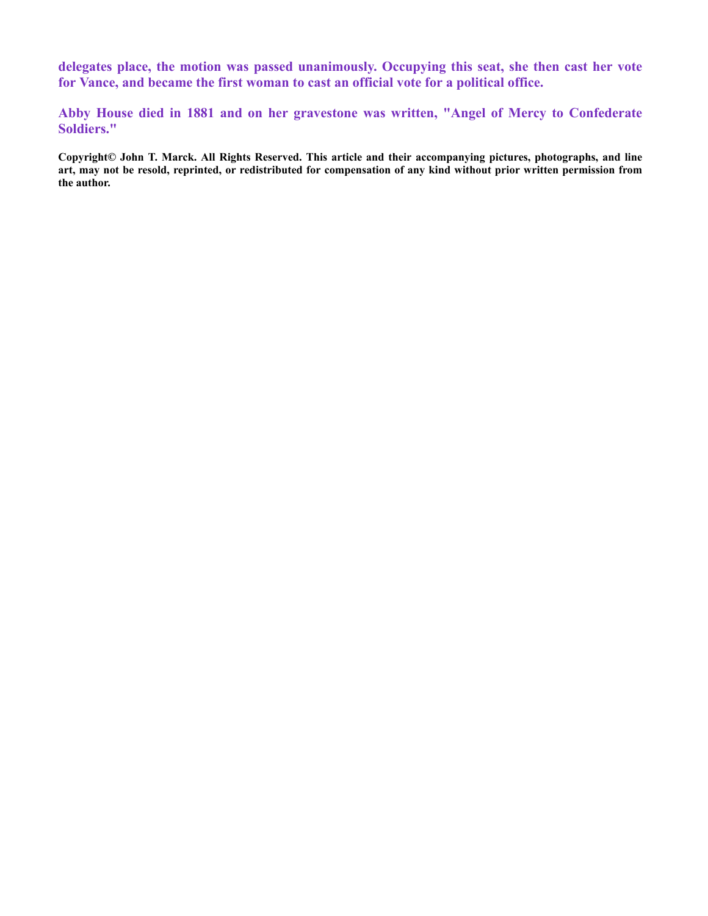**delegates place, the motion was passed unanimously. Occupying this seat, she then cast her vote for Vance, and became the first woman to cast an official vote for a political office.**

**Abby House died in 1881 and on her gravestone was written, "Angel of Mercy to Confederate Soldiers."**

**Copyright© John T. Marck. All Rights Reserved. This article and their accompanying pictures, photographs, and line art, may not be resold, reprinted, or redistributed for compensation of any kind without prior written permission from the author.**